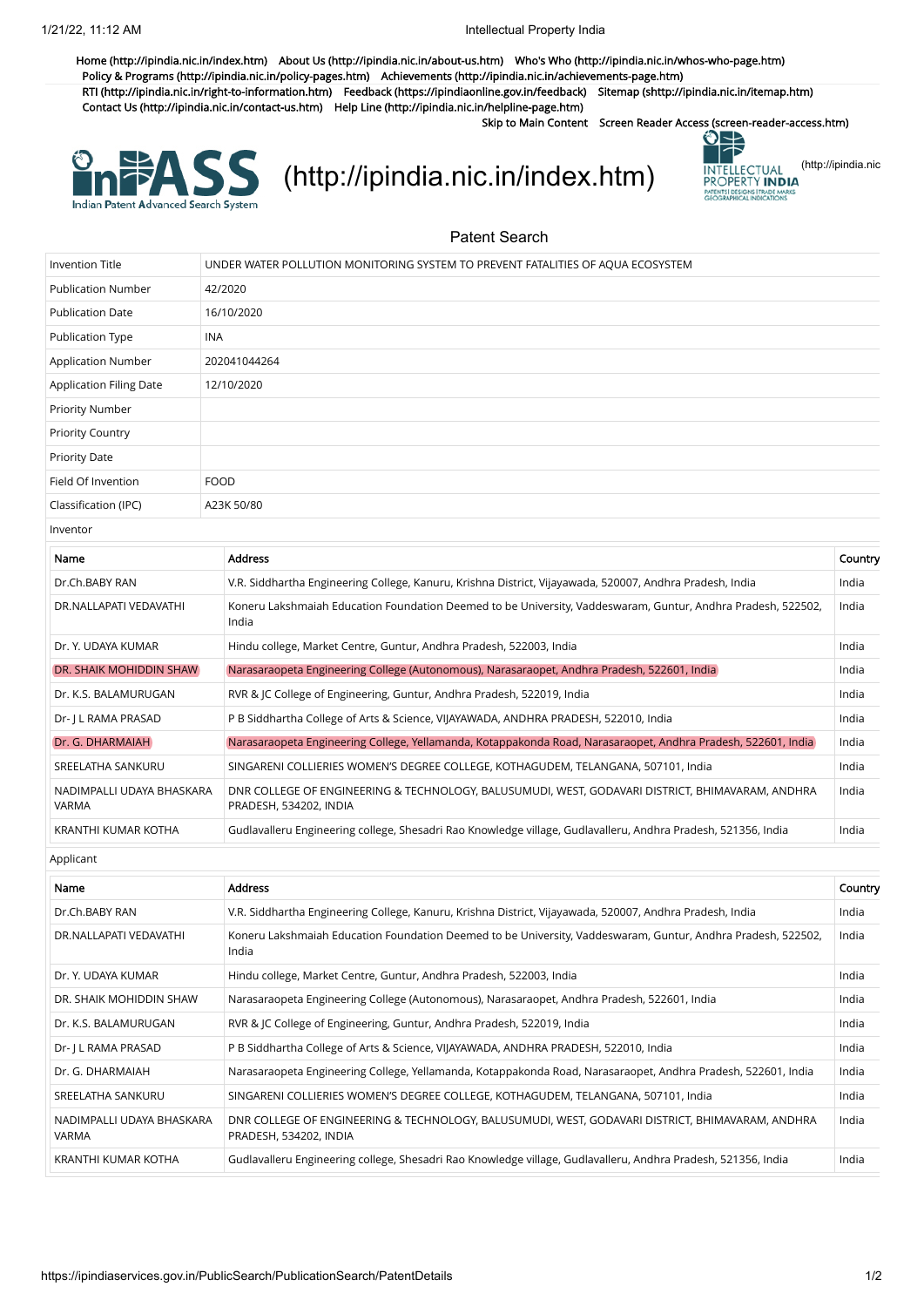Home (http://ipindia.nic.in/index.htm) About Us (http://ipindia.nic.in/about-us.htm) Who's Who (http://ipindia.nic.in/whos-who-page.htm) Policy & Programs (http://ipindia.nic.in/policy-pages.htm) Achievements (http://ipindia.nic.in/achievements-page.htm) RTI (http://ipindia.nic.in/right-to-information.htm) Feedback (https://ipindiaonline.gov.in/feedback) Sitemap (shttp://ipindia.nic.in/itemap.htm) Contact Us (http://ipindia.nic.in/contact-us.htm) Help Line (http://ipindia.nic.in/helpline-page.htm)

Skip to Main Content Screen Reader Access (screen-reader-access.htm)

InPASS Indian Patent Advanced Search System (http://ipindia.nic.in/index.htm) INTELLECTUAL PROPERTY INDIA PATENTS | DESIGNS | TRADE MARKS GEOGRAPHICAL INDICATIONS (http://ipindia.nic

## Patent Search

| Invention Title | UNDER WATER POLLUTION MONITORING SYSTEM TO PREVENT FATALITIES OF AQUA ECOSYSTEM |
|---|---|
| Publication Number | 42/2020 |
| Publication Date | 16/10/2020 |
| Publication Type | INA |
| Application Number | 202041044264 |
| Application Filing Date | 12/10/2020 |
| Priority Number | |
| Priority Country | |
| Priority Date | |
| Field Of Invention | FOOD |
| Classification (IPC) | A23K 50/80 |

Inventor

| Name | Address | Country |
|---|---|---|
| Dr.Ch.BABY RAN | V.R. Siddhartha Engineering College, Kanuru, Krishna District, Vijayawada, 520007, Andhra Pradesh, India | India |
| DR.NALLAPATI VEDAVATHI | Koneru Lakshmaiah Education Foundation Deemed to be University, Vaddeswaram, Guntur, Andhra Pradesh, 522502, India | India |
| Dr. Y. UDAYA KUMAR | Hindu college, Market Centre, Guntur, Andhra Pradesh, 522003, India | India |
| DR. SHAIK MOHIDDIN SHAW | Narasaraopeta Engineering College (Autonomous), Narasaraopet, Andhra Pradesh, 522601, India | India |
| Dr. K.S. BALAMURUGAN | RVR & JC College of Engineering, Guntur, Andhra Pradesh, 522019, India | India |
| Dr- J L RAMA PRASAD | P B Siddhartha College of Arts & Science, VIJAYAWADA, ANDHRA PRADESH, 522010, India | India |
| Dr. G. DHARMAIAH | Narasaraopeta Engineering College, Yellamanda, Kotappakonda Road, Narasaraopet, Andhra Pradesh, 522601, India | India |
| SREELATHA SANKURU | SINGARENI COLLIERIES WOMEN'S DEGREE COLLEGE, KOTHAGUDEM, TELANGANA, 507101, India | India |
| NADIMPALLI UDAYA BHASKARA VARMA | DNR COLLEGE OF ENGINEERING & TECHNOLOGY, BALUSUMUDI, WEST, GODAVARI DISTRICT, BHIMAVARAM, ANDHRA PRADESH, 534202, INDIA | India |
| KRANTHI KUMAR KOTHA | Gudlavalleru Engineering college, Shesadri Rao Knowledge village, Gudlavalleru, Andhra Pradesh, 521356, India | India |

Applicant

| Name | Address | Country |
|---|---|---|
| Dr.Ch.BABY RAN | V.R. Siddhartha Engineering College, Kanuru, Krishna District, Vijayawada, 520007, Andhra Pradesh, India | India |
| DR.NALLAPATI VEDAVATHI | Koneru Lakshmaiah Education Foundation Deemed to be University, Vaddeswaram, Guntur, Andhra Pradesh, 522502, India | India |
| Dr. Y. UDAYA KUMAR | Hindu college, Market Centre, Guntur, Andhra Pradesh, 522003, India | India |
| DR. SHAIK MOHIDDIN SHAW | Narasaraopeta Engineering College (Autonomous), Narasaraopet, Andhra Pradesh, 522601, India | India |
| Dr. K.S. BALAMURUGAN | RVR & JC College of Engineering, Guntur, Andhra Pradesh, 522019, India | India |
| Dr- J L RAMA PRASAD | P B Siddhartha College of Arts & Science, VIJAYAWADA, ANDHRA PRADESH, 522010, India | India |
| Dr. G. DHARMAIAH | Narasaraopeta Engineering College, Yellamanda, Kotappakonda Road, Narasaraopet, Andhra Pradesh, 522601, India | India |
| SREELATHA SANKURU | SINGARENI COLLIERIES WOMEN'S DEGREE COLLEGE, KOTHAGUDEM, TELANGANA, 507101, India | India |
| NADIMPALLI UDAYA BHASKARA VARMA | DNR COLLEGE OF ENGINEERING & TECHNOLOGY, BALUSUMUDI, WEST, GODAVARI DISTRICT, BHIMAVARAM, ANDHRA PRADESH, 534202, INDIA | India |
| KRANTHI KUMAR KOTHA | Gudlavalleru Engineering college, Shesadri Rao Knowledge village, Gudlavalleru, Andhra Pradesh, 521356, India | India |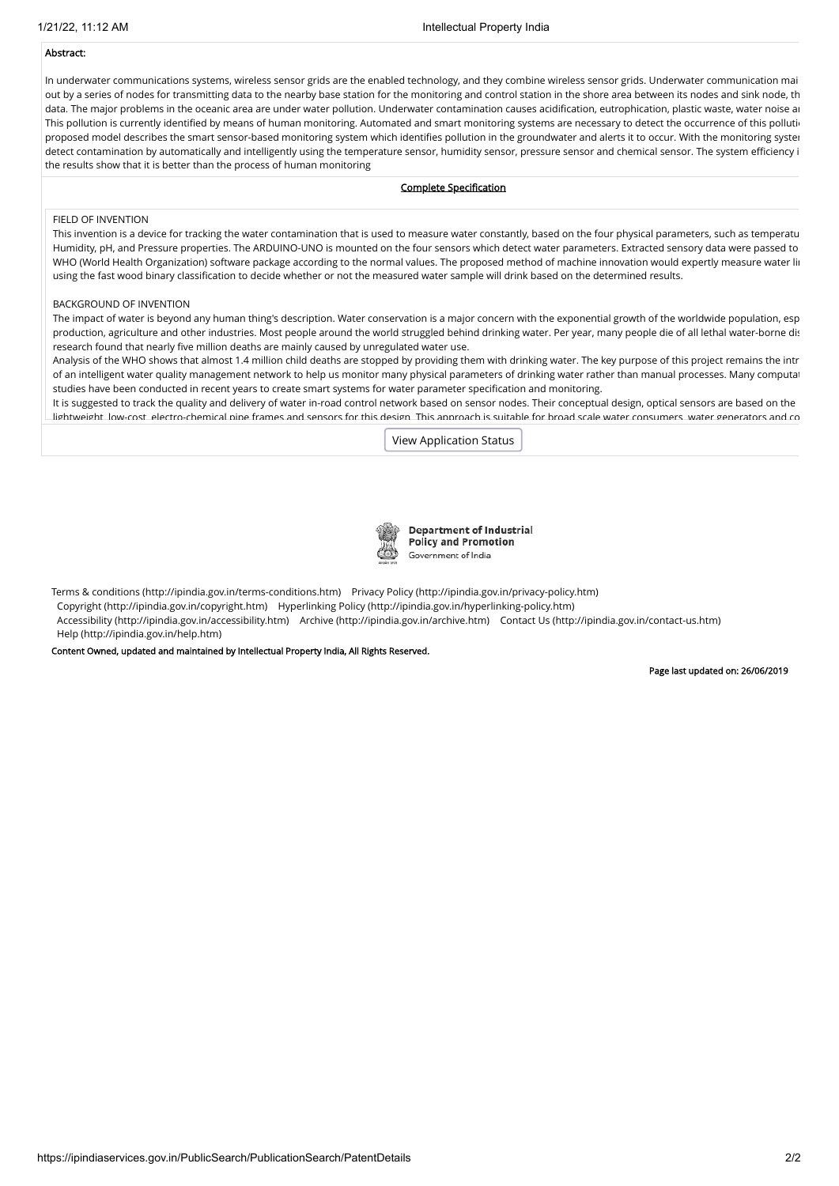**Abstract:**

In underwater communications systems, wireless sensor grids are the enabled technology, and they combine wireless sensor grids. Underwater communication mai out by a series of nodes for transmitting data to the nearby base station for the monitoring and control station in the shore area between its nodes and sink node, th data. The major problems in the oceanic area are under water pollution. Underwater contamination causes acidification, eutrophication, plastic waste, water noise ar This pollution is currently identified by means of human monitoring. Automated and smart monitoring systems are necessary to detect the occurrence of this polluti proposed model describes the smart sensor-based monitoring system which identifies pollution in the groundwater and alerts it to occur. With the monitoring syster detect contamination by automatically and intelligently using the temperature sensor, humidity sensor, pressure sensor and chemical sensor. The system efficiency i the results show that it is better than the process of human monitoring

Complete Specification

FIELD OF INVENTION

This invention is a device for tracking the water contamination that is used to measure water constantly, based on the four physical parameters, such as temperatu Humidity, pH, and Pressure properties. The ARDUINO-UNO is mounted on the four sensors which detect water parameters. Extracted sensory data were passed to WHO (World Health Organization) software package according to the normal values. The proposed method of machine innovation would expertly measure water li using the fast wood binary classification to decide whether or not the measured water sample will drink based on the determined results.

BACKGROUND OF INVENTION

The impact of water is beyond any human thing's description. Water conservation is a major concern with the exponential growth of the worldwide population, esp production, agriculture and other industries. Most people around the world struggled behind drinking water. Per year, many people die of all lethal water-borne di research found that nearly five million deaths are mainly caused by unregulated water use.

Analysis of the WHO shows that almost 1.4 million child deaths are stopped by providing them with drinking water. The key purpose of this project remains the intr of an intelligent water quality management network to help us monitor many physical parameters of drinking water rather than manual processes. Many computa studies have been conducted in recent years to create smart systems for water parameter specification and monitoring.

It is suggested to track the quality and delivery of water in-road control network based on sensor nodes. Their conceptual design, optical sensors are based on the lightweight, low-cost, electro-chemical pipe frames and sensors for this design. This approach is suitable for broad scale water consumers, water generators and co

View Application Status

Department of Industrial Policy and Promotion
Government of India

Terms & conditions (http://ipindia.gov.in/terms-conditions.htm) Privacy Policy (http://ipindia.gov.in/privacy-policy.htm)
Copyright (http://ipindia.gov.in/copyright.htm) Hyperlinking Policy (http://ipindia.gov.in/hyperlinking-policy.htm)
Accessibility (http://ipindia.gov.in/accessibility.htm) Archive (http://ipindia.gov.in/archive.htm) Contact Us (http://ipindia.gov.in/contact-us.htm)
Help (http://ipindia.gov.in/help.htm)

**Content Owned, updated and maintained by Intellectual Property India, All Rights Reserved.**

**Page last updated on: 26/06/2019**